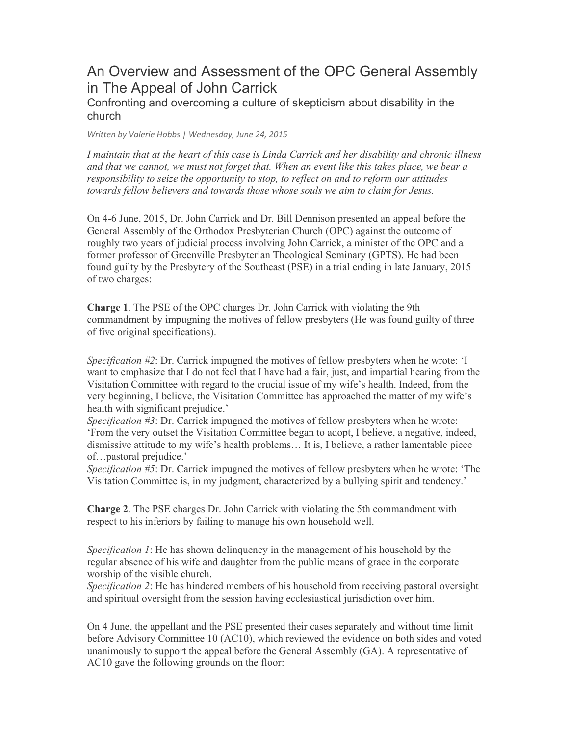# An Overview and Assessment of the OPC General Assembly in The Appeal of John Carrick

## Confronting and overcoming a culture of skepticism about disability in the church

*Written by Valerie Hobbs | Wednesday, June 24, 2015*

*I maintain that at the heart of this case is Linda Carrick and her disability and chronic illness and that we cannot, we must not forget that. When an event like this takes place, we bear a responsibility to seize the opportunity to stop, to reflect on and to reform our attitudes towards fellow believers and towards those whose souls we aim to claim for Jesus.*

On 4-6 June, 2015, Dr. John Carrick and Dr. Bill Dennison presented an appeal before the General Assembly of the Orthodox Presbyterian Church (OPC) against the outcome of roughly two years of judicial process involving John Carrick, a minister of the OPC and a former professor of Greenville Presbyterian Theological Seminary (GPTS). He had been found guilty by the Presbytery of the Southeast (PSE) in a trial ending in late January, 2015 of two charges:

**Charge 1**. The PSE of the OPC charges Dr. John Carrick with violating the 9th commandment by impugning the motives of fellow presbyters (He was found guilty of three of five original specifications).

*Specification #2*: Dr. Carrick impugned the motives of fellow presbyters when he wrote: 'I want to emphasize that I do not feel that I have had a fair, just, and impartial hearing from the Visitation Committee with regard to the crucial issue of my wife's health. Indeed, from the very beginning, I believe, the Visitation Committee has approached the matter of my wife's health with significant prejudice.'

*Specification #3*: Dr. Carrick impugned the motives of fellow presbyters when he wrote: 'From the very outset the Visitation Committee began to adopt, I believe, a negative, indeed, dismissive attitude to my wife's health problems… It is, I believe, a rather lamentable piece of…pastoral prejudice.'

*Specification #5*: Dr. Carrick impugned the motives of fellow presbyters when he wrote: 'The Visitation Committee is, in my judgment, characterized by a bullying spirit and tendency.'

**Charge 2**. The PSE charges Dr. John Carrick with violating the 5th commandment with respect to his inferiors by failing to manage his own household well.

*Specification 1*: He has shown delinquency in the management of his household by the regular absence of his wife and daughter from the public means of grace in the corporate worship of the visible church.

*Specification 2*: He has hindered members of his household from receiving pastoral oversight and spiritual oversight from the session having ecclesiastical jurisdiction over him.

On 4 June, the appellant and the PSE presented their cases separately and without time limit before Advisory Committee 10 (AC10), which reviewed the evidence on both sides and voted unanimously to support the appeal before the General Assembly (GA). A representative of AC10 gave the following grounds on the floor: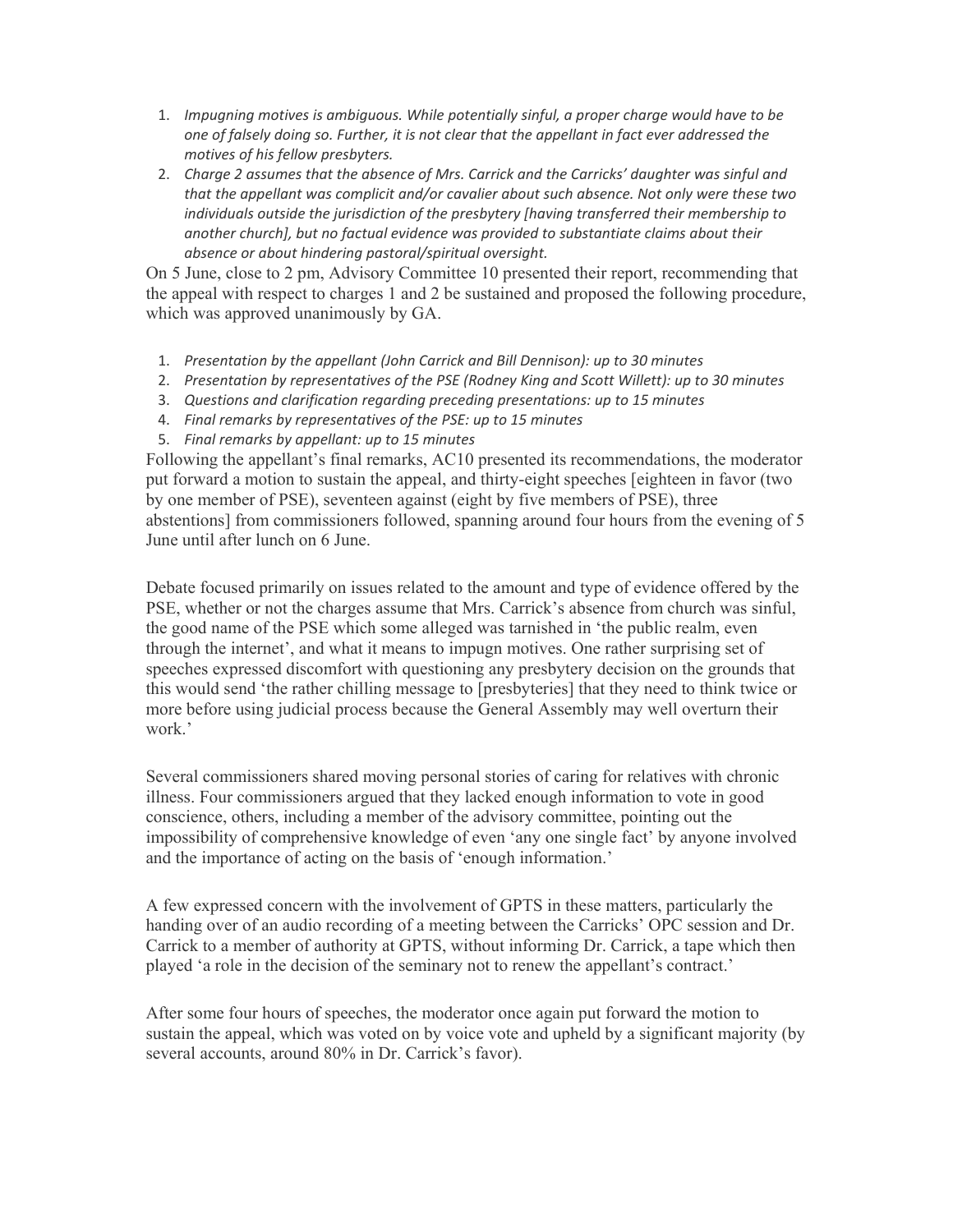1. *Impugning motives is ambiguous. While potentially sinful, a proper charge would have to be one of falsely doing so. Further, it is not clear that the appellant in fact ever addressed the motives of his fellow presbyters.*
2. *Charge 2 assumes that the absence of Mrs. Carrick and the Carricks' daughter was sinful and that the appellant was complicit and/or cavalier about such absence. Not only were these two individuals outside the jurisdiction of the presbytery [having transferred their membership to another church], but no factual evidence was provided to substantiate claims about their absence or about hindering pastoral/spiritual oversight.*

On 5 June, close to 2 pm, Advisory Committee 10 presented their report, recommending that the appeal with respect to charges 1 and 2 be sustained and proposed the following procedure, which was approved unanimously by GA.

1. *Presentation by the appellant (John Carrick and Bill Dennison): up to 30 minutes*
2. *Presentation by representatives of the PSE (Rodney King and Scott Willett): up to 30 minutes*
3. *Questions and clarification regarding preceding presentations: up to 15 minutes*
4. *Final remarks by representatives of the PSE: up to 15 minutes*
5. *Final remarks by appellant: up to 15 minutes*

Following the appellant's final remarks, AC10 presented its recommendations, the moderator put forward a motion to sustain the appeal, and thirty-eight speeches [eighteen in favor (two by one member of PSE), seventeen against (eight by five members of PSE), three abstentions] from commissioners followed, spanning around four hours from the evening of 5 June until after lunch on 6 June.

Debate focused primarily on issues related to the amount and type of evidence offered by the PSE, whether or not the charges assume that Mrs. Carrick's absence from church was sinful, the good name of the PSE which some alleged was tarnished in 'the public realm, even through the internet', and what it means to impugn motives. One rather surprising set of speeches expressed discomfort with questioning any presbytery decision on the grounds that this would send 'the rather chilling message to [presbyteries] that they need to think twice or more before using judicial process because the General Assembly may well overturn their work.'

Several commissioners shared moving personal stories of caring for relatives with chronic illness. Four commissioners argued that they lacked enough information to vote in good conscience, others, including a member of the advisory committee, pointing out the impossibility of comprehensive knowledge of even 'any one single fact' by anyone involved and the importance of acting on the basis of 'enough information.'

A few expressed concern with the involvement of GPTS in these matters, particularly the handing over of an audio recording of a meeting between the Carricks' OPC session and Dr. Carrick to a member of authority at GPTS, without informing Dr. Carrick, a tape which then played 'a role in the decision of the seminary not to renew the appellant's contract.'

After some four hours of speeches, the moderator once again put forward the motion to sustain the appeal, which was voted on by voice vote and upheld by a significant majority (by several accounts, around 80% in Dr. Carrick's favor).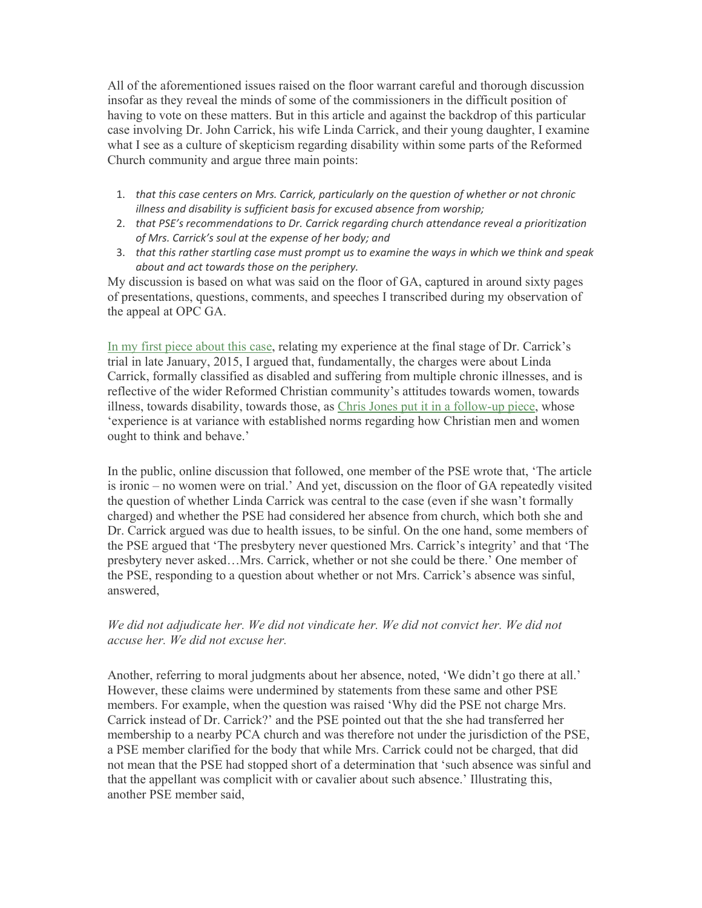All of the aforementioned issues raised on the floor warrant careful and thorough discussion insofar as they reveal the minds of some of the commissioners in the difficult position of having to vote on these matters. But in this article and against the backdrop of this particular case involving Dr. John Carrick, his wife Linda Carrick, and their young daughter, I examine what I see as a culture of skepticism regarding disability within some parts of the Reformed Church community and argue three main points:

1. *that this case centers on Mrs. Carrick, particularly on the question of whether or not chronic illness and disability is sufficient basis for excused absence from worship;*
2. *that PSE's recommendations to Dr. Carrick regarding church attendance reveal a prioritization of Mrs. Carrick's soul at the expense of her body; and*
3. *that this rather startling case must prompt us to examine the ways in which we think and speak about and act towards those on the periphery.*

My discussion is based on what was said on the floor of GA, captured in around sixty pages of presentations, questions, comments, and speeches I transcribed during my observation of the appeal at OPC GA.

In my first piece about this case, relating my experience at the final stage of Dr. Carrick's trial in late January, 2015, I argued that, fundamentally, the charges were about Linda Carrick, formally classified as disabled and suffering from multiple chronic illnesses, and is reflective of the wider Reformed Christian community's attitudes towards women, towards illness, towards disability, towards those, as Chris Jones put it in a follow-up piece, whose 'experience is at variance with established norms regarding how Christian men and women ought to think and behave.'

In the public, online discussion that followed, one member of the PSE wrote that, 'The article is ironic – no women were on trial.' And yet, discussion on the floor of GA repeatedly visited the question of whether Linda Carrick was central to the case (even if she wasn't formally charged) and whether the PSE had considered her absence from church, which both she and Dr. Carrick argued was due to health issues, to be sinful. On the one hand, some members of the PSE argued that 'The presbytery never questioned Mrs. Carrick's integrity' and that 'The presbytery never asked…Mrs. Carrick, whether or not she could be there.' One member of the PSE, responding to a question about whether or not Mrs. Carrick's absence was sinful, answered,

*We did not adjudicate her. We did not vindicate her. We did not convict her. We did not accuse her. We did not excuse her.*

Another, referring to moral judgments about her absence, noted, 'We didn't go there at all.' However, these claims were undermined by statements from these same and other PSE members. For example, when the question was raised 'Why did the PSE not charge Mrs. Carrick instead of Dr. Carrick?' and the PSE pointed out that the she had transferred her membership to a nearby PCA church and was therefore not under the jurisdiction of the PSE, a PSE member clarified for the body that while Mrs. Carrick could not be charged, that did not mean that the PSE had stopped short of a determination that 'such absence was sinful and that the appellant was complicit with or cavalier about such absence.' Illustrating this, another PSE member said,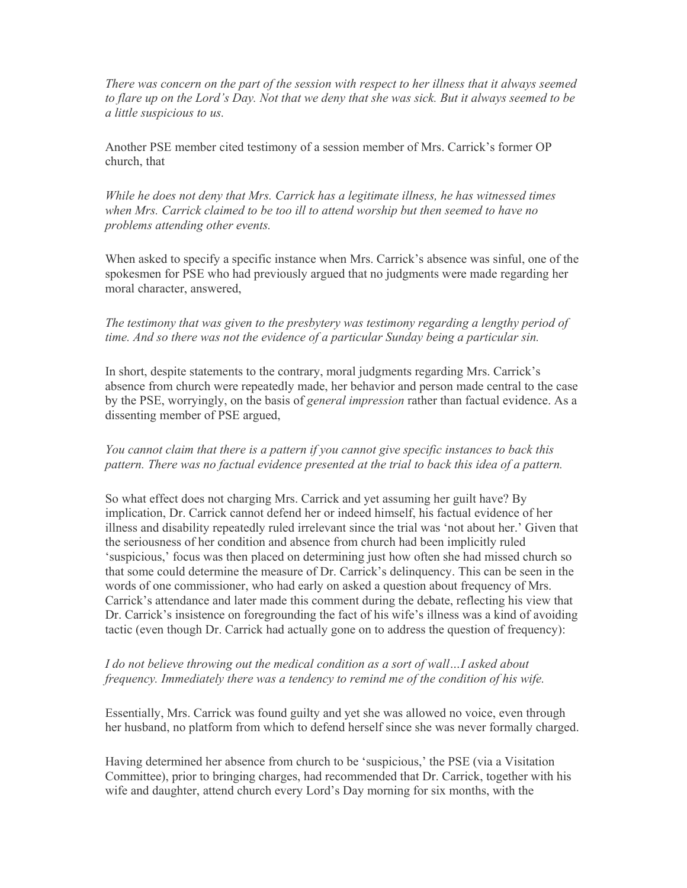*There was concern on the part of the session with respect to her illness that it always seemed to flare up on the Lord's Day. Not that we deny that she was sick. But it always seemed to be a little suspicious to us.*

Another PSE member cited testimony of a session member of Mrs. Carrick's former OP church, that

*While he does not deny that Mrs. Carrick has a legitimate illness, he has witnessed times when Mrs. Carrick claimed to be too ill to attend worship but then seemed to have no problems attending other events.*

When asked to specify a specific instance when Mrs. Carrick's absence was sinful, one of the spokesmen for PSE who had previously argued that no judgments were made regarding her moral character, answered,

*The testimony that was given to the presbytery was testimony regarding a lengthy period of time. And so there was not the evidence of a particular Sunday being a particular sin.*

In short, despite statements to the contrary, moral judgments regarding Mrs. Carrick's absence from church were repeatedly made, her behavior and person made central to the case by the PSE, worryingly, on the basis of *general impression* rather than factual evidence. As a dissenting member of PSE argued,

*You cannot claim that there is a pattern if you cannot give specific instances to back this pattern. There was no factual evidence presented at the trial to back this idea of a pattern.*

So what effect does not charging Mrs. Carrick and yet assuming her guilt have? By implication, Dr. Carrick cannot defend her or indeed himself, his factual evidence of her illness and disability repeatedly ruled irrelevant since the trial was 'not about her.' Given that the seriousness of her condition and absence from church had been implicitly ruled 'suspicious,' focus was then placed on determining just how often she had missed church so that some could determine the measure of Dr. Carrick's delinquency. This can be seen in the words of one commissioner, who had early on asked a question about frequency of Mrs. Carrick's attendance and later made this comment during the debate, reflecting his view that Dr. Carrick's insistence on foregrounding the fact of his wife's illness was a kind of avoiding tactic (even though Dr. Carrick had actually gone on to address the question of frequency):

*I do not believe throwing out the medical condition as a sort of wall…I asked about frequency. Immediately there was a tendency to remind me of the condition of his wife.*

Essentially, Mrs. Carrick was found guilty and yet she was allowed no voice, even through her husband, no platform from which to defend herself since she was never formally charged.

Having determined her absence from church to be 'suspicious,' the PSE (via a Visitation Committee), prior to bringing charges, had recommended that Dr. Carrick, together with his wife and daughter, attend church every Lord's Day morning for six months, with the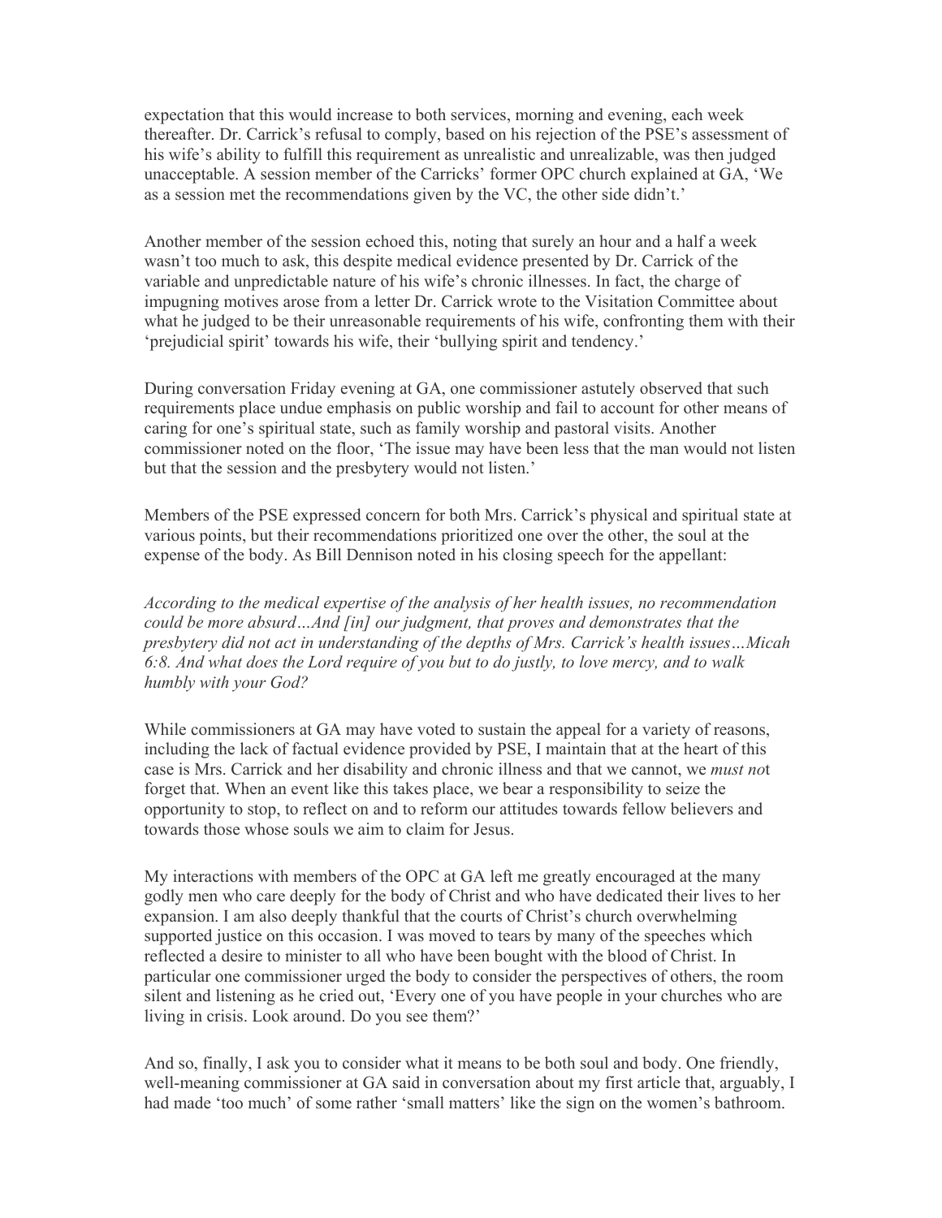expectation that this would increase to both services, morning and evening, each week thereafter. Dr. Carrick's refusal to comply, based on his rejection of the PSE's assessment of his wife's ability to fulfill this requirement as unrealistic and unrealizable, was then judged unacceptable. A session member of the Carricks' former OPC church explained at GA, 'We as a session met the recommendations given by the VC, the other side didn't.'

Another member of the session echoed this, noting that surely an hour and a half a week wasn't too much to ask, this despite medical evidence presented by Dr. Carrick of the variable and unpredictable nature of his wife's chronic illnesses. In fact, the charge of impugning motives arose from a letter Dr. Carrick wrote to the Visitation Committee about what he judged to be their unreasonable requirements of his wife, confronting them with their 'prejudicial spirit' towards his wife, their 'bullying spirit and tendency.'

During conversation Friday evening at GA, one commissioner astutely observed that such requirements place undue emphasis on public worship and fail to account for other means of caring for one's spiritual state, such as family worship and pastoral visits. Another commissioner noted on the floor, 'The issue may have been less that the man would not listen but that the session and the presbytery would not listen.'

Members of the PSE expressed concern for both Mrs. Carrick's physical and spiritual state at various points, but their recommendations prioritized one over the other, the soul at the expense of the body. As Bill Dennison noted in his closing speech for the appellant:

*According to the medical expertise of the analysis of her health issues, no recommendation could be more absurd…And [in] our judgment, that proves and demonstrates that the presbytery did not act in understanding of the depths of Mrs. Carrick's health issues…Micah 6:8. And what does the Lord require of you but to do justly, to love mercy, and to walk humbly with your God?*

While commissioners at GA may have voted to sustain the appeal for a variety of reasons, including the lack of factual evidence provided by PSE, I maintain that at the heart of this case is Mrs. Carrick and her disability and chronic illness and that we cannot, we *must not* forget that. When an event like this takes place, we bear a responsibility to seize the opportunity to stop, to reflect on and to reform our attitudes towards fellow believers and towards those whose souls we aim to claim for Jesus.

My interactions with members of the OPC at GA left me greatly encouraged at the many godly men who care deeply for the body of Christ and who have dedicated their lives to her expansion. I am also deeply thankful that the courts of Christ's church overwhelming supported justice on this occasion. I was moved to tears by many of the speeches which reflected a desire to minister to all who have been bought with the blood of Christ. In particular one commissioner urged the body to consider the perspectives of others, the room silent and listening as he cried out, 'Every one of you have people in your churches who are living in crisis. Look around. Do you see them?'

And so, finally, I ask you to consider what it means to be both soul and body. One friendly, well-meaning commissioner at GA said in conversation about my first article that, arguably, I had made 'too much' of some rather 'small matters' like the sign on the women's bathroom.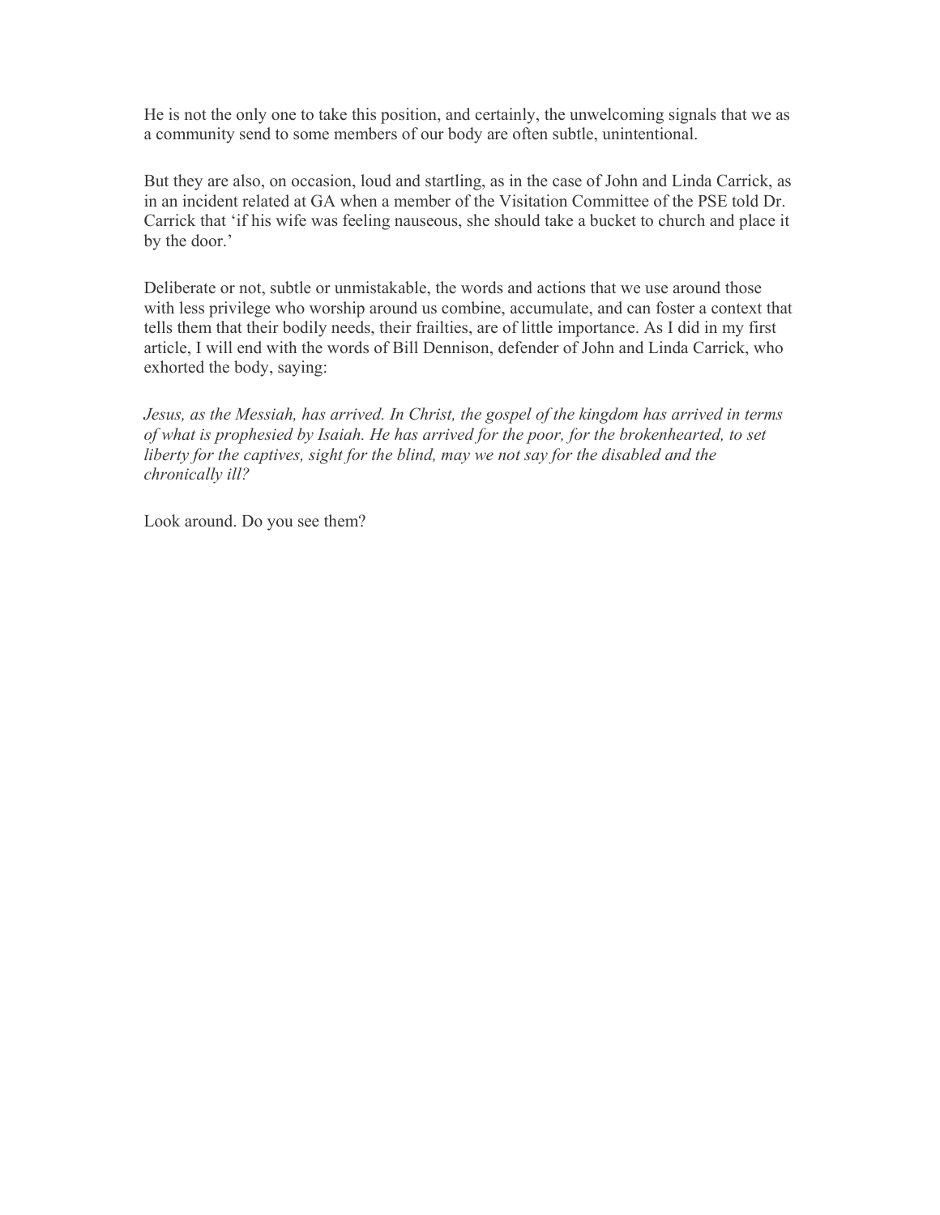He is not the only one to take this position, and certainly, the unwelcoming signals that we as a community send to some members of our body are often subtle, unintentional.

But they are also, on occasion, loud and startling, as in the case of John and Linda Carrick, as in an incident related at GA when a member of the Visitation Committee of the PSE told Dr. Carrick that 'if his wife was feeling nauseous, she should take a bucket to church and place it by the door.'

Deliberate or not, subtle or unmistakable, the words and actions that we use around those with less privilege who worship around us combine, accumulate, and can foster a context that tells them that their bodily needs, their frailties, are of little importance. As I did in my first article, I will end with the words of Bill Dennison, defender of John and Linda Carrick, who exhorted the body, saying:

*Jesus, as the Messiah, has arrived. In Christ, the gospel of the kingdom has arrived in terms of what is prophesied by Isaiah. He has arrived for the poor, for the brokenhearted, to set liberty for the captives, sight for the blind, may we not say for the disabled and the chronically ill?*

Look around. Do you see them?